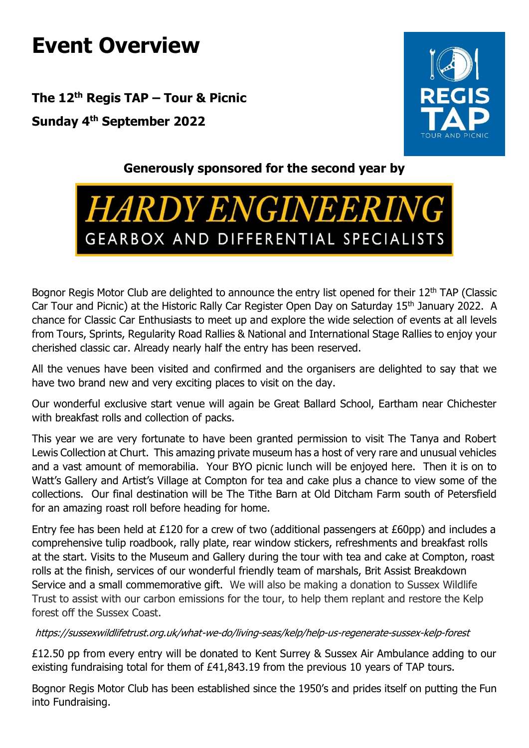# Event Overview

**The 12th Regis TAP – Tour & Picnic**

**Sunday 4th September 2022**

REGIS TAP
TOUR AND PICNIC

**Generously sponsored for the second year by**

*HARDY ENGINEERING*
GEARBOX AND DIFFERENTIAL SPECIALISTS

Bognor Regis Motor Club are delighted to announce the entry list opened for their 12th TAP (Classic Car Tour and Picnic) at the Historic Rally Car Register Open Day on Saturday 15th January 2022. A chance for Classic Car Enthusiasts to meet up and explore the wide selection of events at all levels from Tours, Sprints, Regularity Road Rallies & National and International Stage Rallies to enjoy your cherished classic car. Already nearly half the entry has been reserved.

All the venues have been visited and confirmed and the organisers are delighted to say that we have two brand new and very exciting places to visit on the day.

Our wonderful exclusive start venue will again be Great Ballard School, Eartham near Chichester with breakfast rolls and collection of packs.

This year we are very fortunate to have been granted permission to visit The Tanya and Robert Lewis Collection at Churt. This amazing private museum has a host of very rare and unusual vehicles and a vast amount of memorabilia. Your BYO picnic lunch will be enjoyed here. Then it is on to Watt's Gallery and Artist's Village at Compton for tea and cake plus a chance to view some of the collections. Our final destination will be The Tithe Barn at Old Ditcham Farm south of Petersfield for an amazing roast roll before heading for home.

Entry fee has been held at £120 for a crew of two (additional passengers at £60pp) and includes a comprehensive tulip roadbook, rally plate, rear window stickers, refreshments and breakfast rolls at the start. Visits to the Museum and Gallery during the tour with tea and cake at Compton, roast rolls at the finish, services of our wonderful friendly team of marshals, Brit Assist Breakdown Service and a small commemorative gift. We will also be making a donation to Sussex Wildlife Trust to assist with our carbon emissions for the tour, to help them replant and restore the Kelp forest off the Sussex Coast.

*https://sussexwildlifetrust.org.uk/what-we-do/living-seas/kelp/help-us-regenerate-sussex-kelp-forest*

£12.50 pp from every entry will be donated to Kent Surrey & Sussex Air Ambulance adding to our existing fundraising total for them of £41,843.19 from the previous 10 years of TAP tours.

Bognor Regis Motor Club has been established since the 1950's and prides itself on putting the Fun into Fundraising.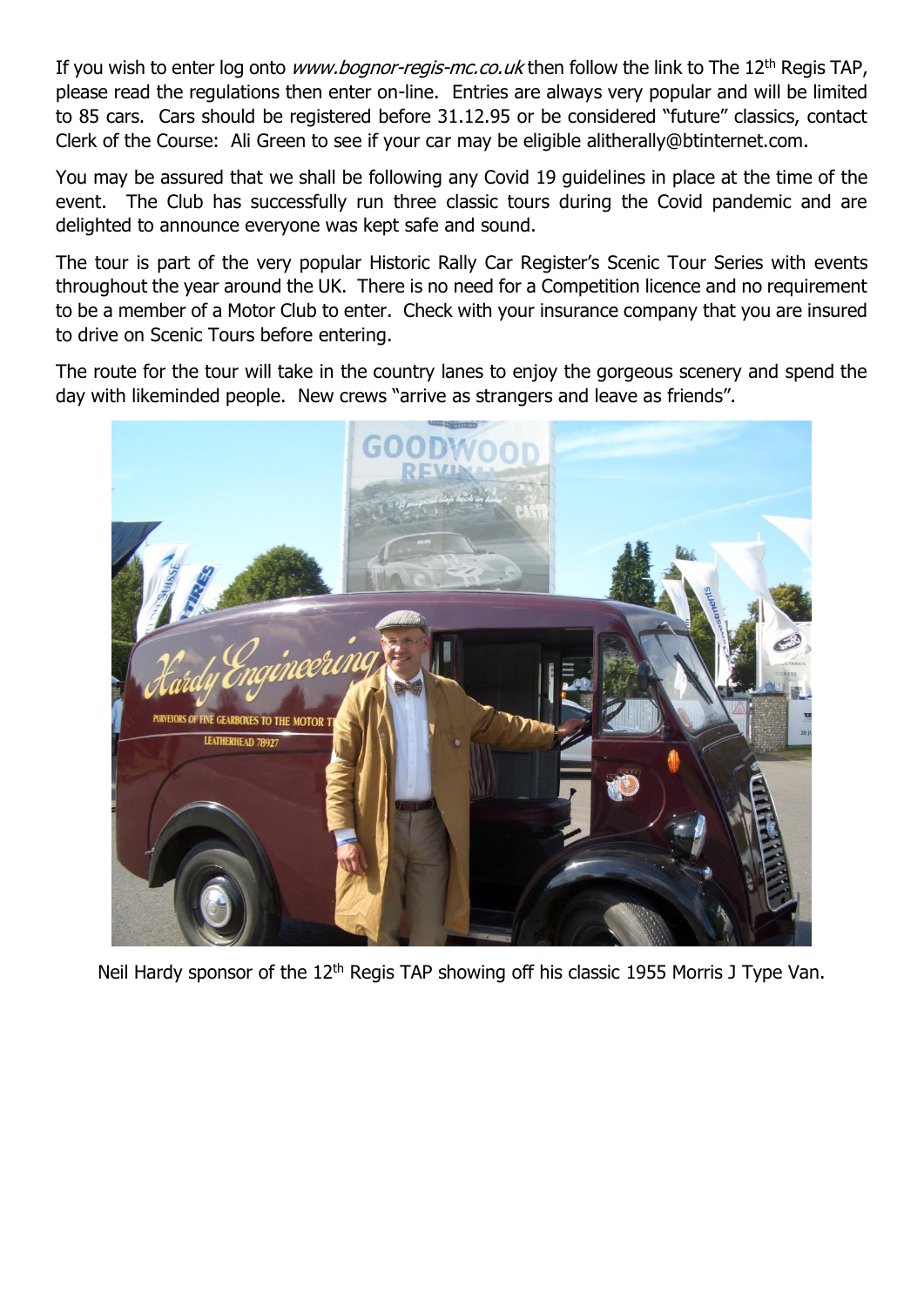If you wish to enter log onto *www.bognor-regis-mc.co.uk* then follow the link to The 12th Regis TAP, please read the regulations then enter on-line. Entries are always very popular and will be limited to 85 cars. Cars should be registered before 31.12.95 or be considered "future" classics, contact Clerk of the Course: Ali Green to see if your car may be eligible alitherally@btinternet.com.

You may be assured that we shall be following any Covid 19 guidelines in place at the time of the event. The Club has successfully run three classic tours during the Covid pandemic and are delighted to announce everyone was kept safe and sound.

The tour is part of the very popular Historic Rally Car Register's Scenic Tour Series with events throughout the year around the UK. There is no need for a Competition licence and no requirement to be a member of a Motor Club to enter. Check with your insurance company that you are insured to drive on Scenic Tours before entering.

The route for the tour will take in the country lanes to enjoy the gorgeous scenery and spend the day with likeminded people. New crews "arrive as strangers and leave as friends".

Neil Hardy sponsor of the 12th Regis TAP showing off his classic 1955 Morris J Type Van.